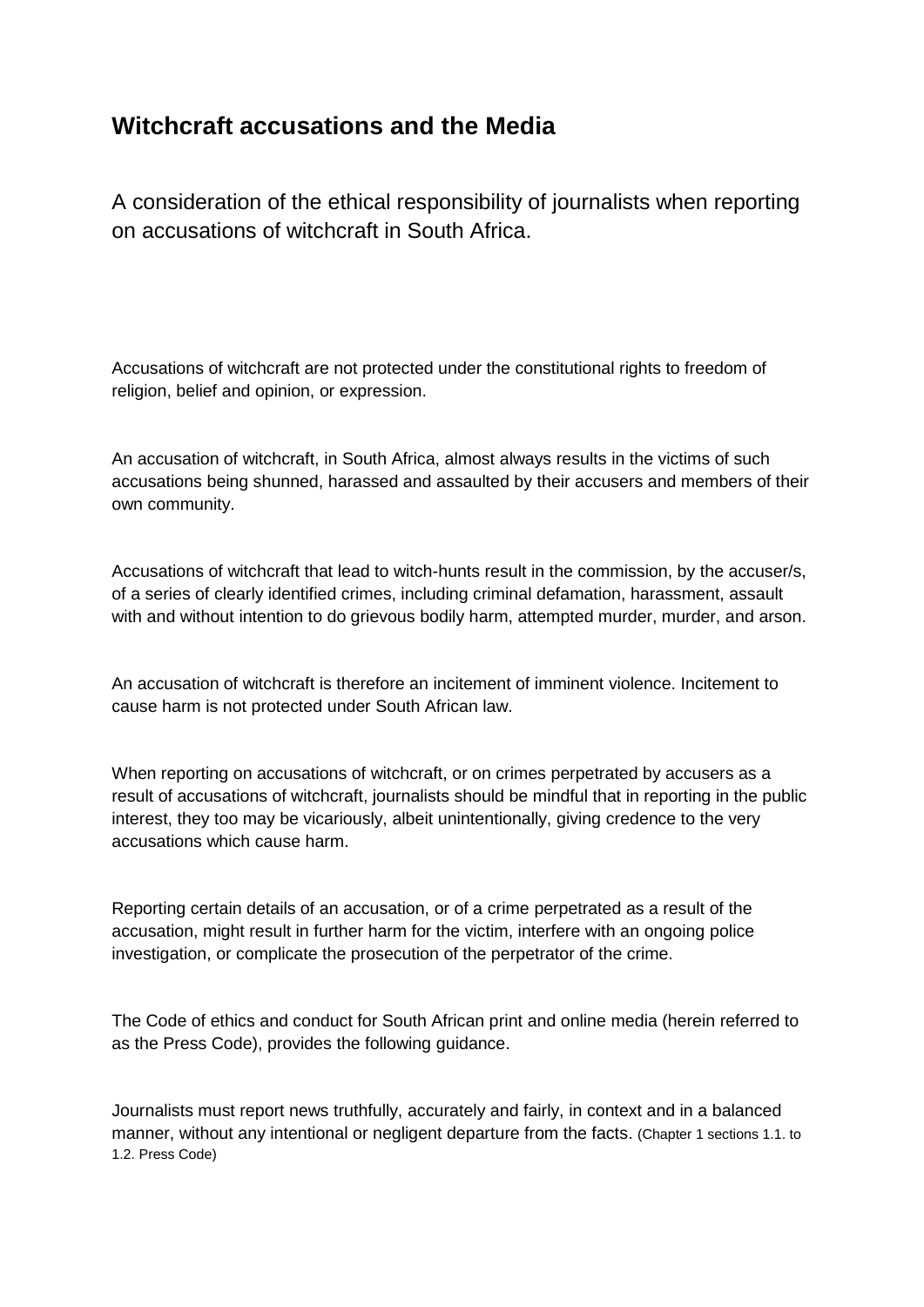# Witchcraft accusations and the Media

A consideration of the ethical responsibility of journalists when reporting on accusations of witchcraft in South Africa.

Accusations of witchcraft are not protected under the constitutional rights to freedom of religion, belief and opinion, or expression.

An accusation of witchcraft, in South Africa, almost always results in the victims of such accusations being shunned, harassed and assaulted by their accusers and members of their own community.

Accusations of witchcraft that lead to witch-hunts result in the commission, by the accuser/s, of a series of clearly identified crimes, including criminal defamation, harassment, assault with and without intention to do grievous bodily harm, attempted murder, murder, and arson.

An accusation of witchcraft is therefore an incitement of imminent violence. Incitement to cause harm is not protected under South African law.

When reporting on accusations of witchcraft, or on crimes perpetrated by accusers as a result of accusations of witchcraft, journalists should be mindful that in reporting in the public interest, they too may be vicariously, albeit unintentionally, giving credence to the very accusations which cause harm.

Reporting certain details of an accusation, or of a crime perpetrated as a result of the accusation, might result in further harm for the victim, interfere with an ongoing police investigation, or complicate the prosecution of the perpetrator of the crime.

The Code of ethics and conduct for South African print and online media (herein referred to as the Press Code), provides the following guidance.

Journalists must report news truthfully, accurately and fairly, in context and in a balanced manner, without any intentional or negligent departure from the facts. (Chapter 1 sections 1.1. to 1.2. Press Code)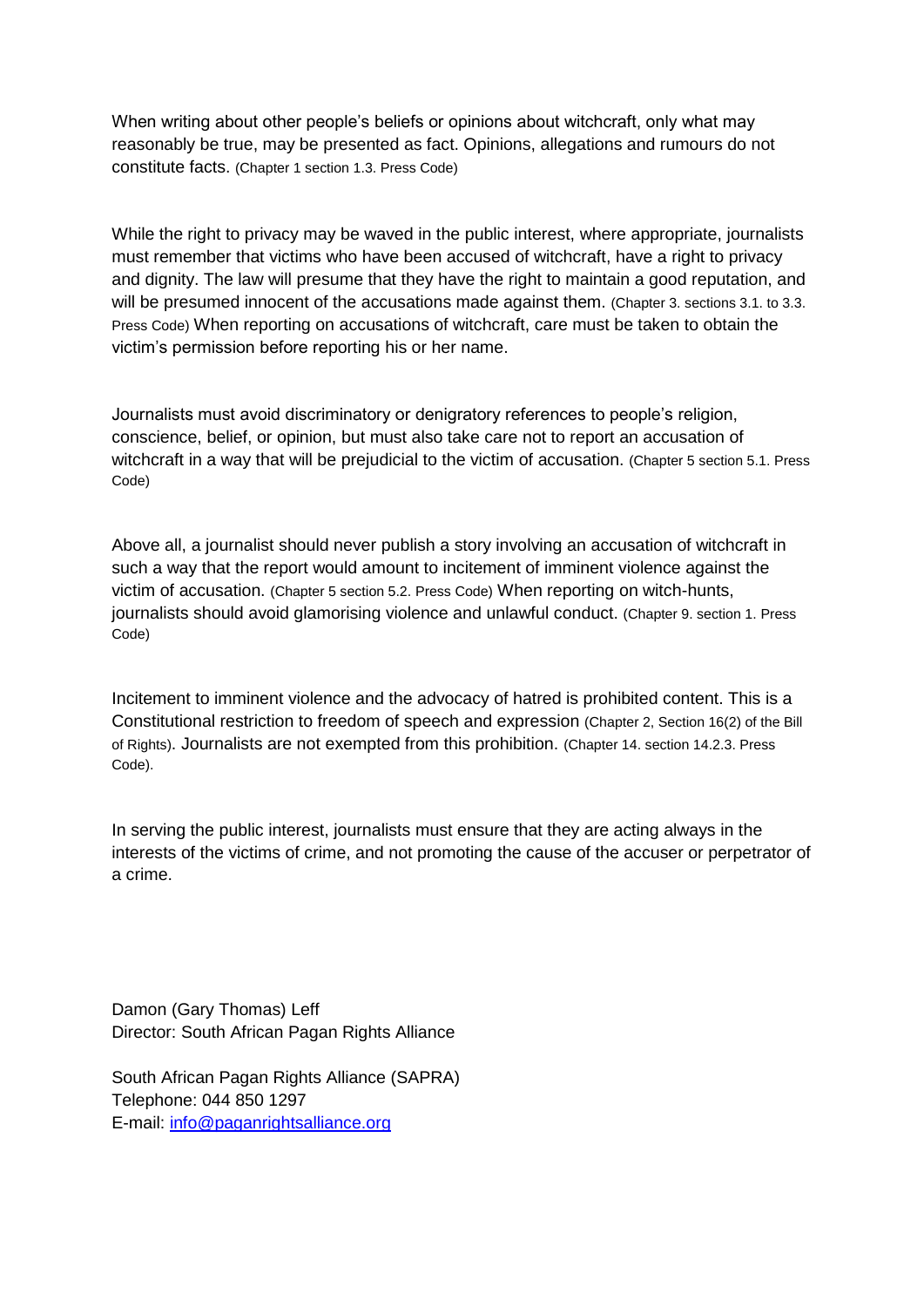When writing about other people's beliefs or opinions about witchcraft, only what may reasonably be true, may be presented as fact. Opinions, allegations and rumours do not constitute facts. (Chapter 1 section 1.3. Press Code)

While the right to privacy may be waved in the public interest, where appropriate, journalists must remember that victims who have been accused of witchcraft, have a right to privacy and dignity. The law will presume that they have the right to maintain a good reputation, and will be presumed innocent of the accusations made against them. (Chapter 3. sections 3.1. to 3.3. Press Code) When reporting on accusations of witchcraft, care must be taken to obtain the victim's permission before reporting his or her name.

Journalists must avoid discriminatory or denigratory references to people's religion, conscience, belief, or opinion, but must also take care not to report an accusation of witchcraft in a way that will be prejudicial to the victim of accusation. (Chapter 5 section 5.1. Press Code)

Above all, a journalist should never publish a story involving an accusation of witchcraft in such a way that the report would amount to incitement of imminent violence against the victim of accusation. (Chapter 5 section 5.2. Press Code) When reporting on witch-hunts, journalists should avoid glamorising violence and unlawful conduct. (Chapter 9. section 1. Press Code)

Incitement to imminent violence and the advocacy of hatred is prohibited content. This is a Constitutional restriction to freedom of speech and expression (Chapter 2, Section 16(2) of the Bill of Rights). Journalists are not exempted from this prohibition. (Chapter 14. section 14.2.3. Press Code).

In serving the public interest, journalists must ensure that they are acting always in the interests of the victims of crime, and not promoting the cause of the accuser or perpetrator of a crime.

Damon (Gary Thomas) Leff
Director: South African Pagan Rights Alliance

South African Pagan Rights Alliance (SAPRA)
Telephone: 044 850 1297
E-mail: info@paganrightsalliance.org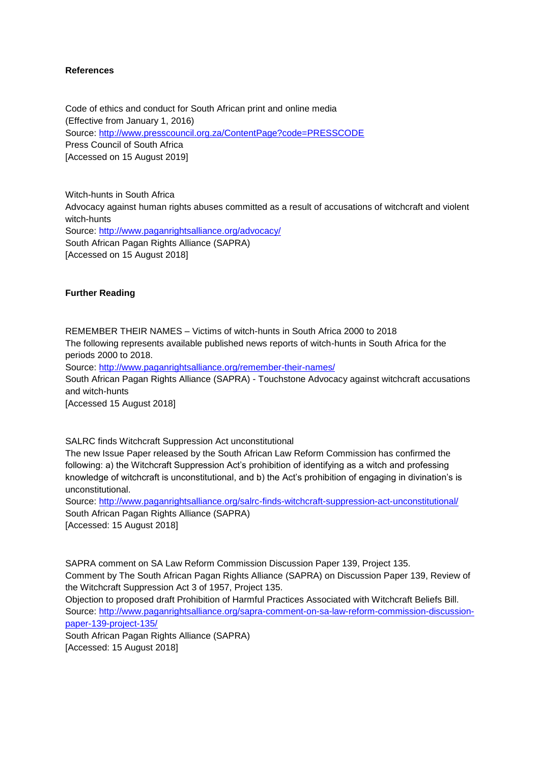**References**

Code of ethics and conduct for South African print and online media
(Effective from January 1, 2016)
Source: http://www.presscouncil.org.za/ContentPage?code=PRESSCODE
Press Council of South Africa
[Accessed on 15 August 2019]

Witch-hunts in South Africa
Advocacy against human rights abuses committed as a result of accusations of witchcraft and violent witch-hunts
Source: http://www.paganrightsalliance.org/advocacy/
South African Pagan Rights Alliance (SAPRA)
[Accessed on 15 August 2018]

**Further Reading**

REMEMBER THEIR NAMES – Victims of witch-hunts in South Africa 2000 to 2018
The following represents available published news reports of witch-hunts in South Africa for the periods 2000 to 2018.
Source: http://www.paganrightsalliance.org/remember-their-names/
South African Pagan Rights Alliance (SAPRA) - Touchstone Advocacy against witchcraft accusations and witch-hunts
[Accessed 15 August 2018]

SALRC finds Witchcraft Suppression Act unconstitutional
The new Issue Paper released by the South African Law Reform Commission has confirmed the following: a) the Witchcraft Suppression Act's prohibition of identifying as a witch and professing knowledge of witchcraft is unconstitutional, and b) the Act's prohibition of engaging in divination's is unconstitutional.
Source: http://www.paganrightsalliance.org/salrc-finds-witchcraft-suppression-act-unconstitutional/
South African Pagan Rights Alliance (SAPRA)
[Accessed: 15 August 2018]

SAPRA comment on SA Law Reform Commission Discussion Paper 139, Project 135.
Comment by The South African Pagan Rights Alliance (SAPRA) on Discussion Paper 139, Review of the Witchcraft Suppression Act 3 of 1957, Project 135.
Objection to proposed draft Prohibition of Harmful Practices Associated with Witchcraft Beliefs Bill.
Source: http://www.paganrightsalliance.org/sapra-comment-on-sa-law-reform-commission-discussion-paper-139-project-135/
South African Pagan Rights Alliance (SAPRA)
[Accessed: 15 August 2018]